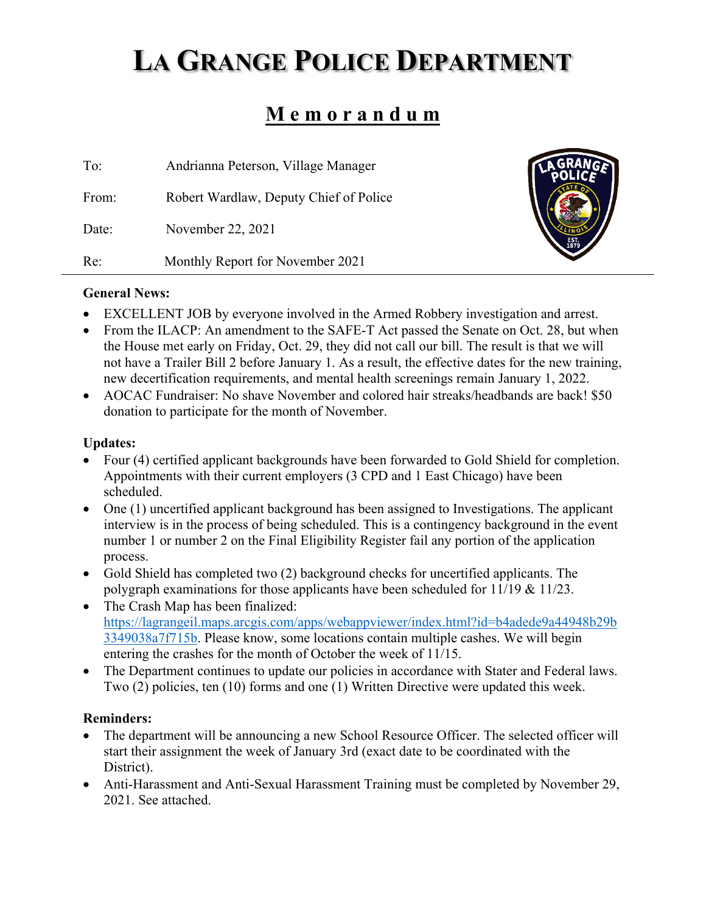# LA GRANGE POLICE DEPARTMENT

## Memorandum

| | |
|---|---|
| To: | Andrianna Peterson, Village Manager |
| From: | Robert Wardlaw, Deputy Chief of Police |
| Date: | November 22, 2021 |
| Re: | Monthly Report for November 2021 |

**General News:**

- EXCELLENT JOB by everyone involved in the Armed Robbery investigation and arrest.
- From the ILACP: An amendment to the SAFE-T Act passed the Senate on Oct. 28, but when the House met early on Friday, Oct. 29, they did not call our bill. The result is that we will not have a Trailer Bill 2 before January 1. As a result, the effective dates for the new training, new decertification requirements, and mental health screenings remain January 1, 2022.
- AOCAC Fundraiser: No shave November and colored hair streaks/headbands are back! $50 donation to participate for the month of November.

**Updates:**

- Four (4) certified applicant backgrounds have been forwarded to Gold Shield for completion. Appointments with their current employers (3 CPD and 1 East Chicago) have been scheduled.
- One (1) uncertified applicant background has been assigned to Investigations. The applicant interview is in the process of being scheduled. This is a contingency background in the event number 1 or number 2 on the Final Eligibility Register fail any portion of the application process.
- Gold Shield has completed two (2) background checks for uncertified applicants. The polygraph examinations for those applicants have been scheduled for 11/19 & 11/23.
- The Crash Map has been finalized: https://lagrangeil.maps.arcgis.com/apps/webappviewer/index.html?id=b4adede9a44948b29b3349038a7f715b. Please know, some locations contain multiple cashes. We will begin entering the crashes for the month of October the week of 11/15.
- The Department continues to update our policies in accordance with Stater and Federal laws. Two (2) policies, ten (10) forms and one (1) Written Directive were updated this week.

**Reminders:**

- The department will be announcing a new School Resource Officer. The selected officer will start their assignment the week of January 3rd (exact date to be coordinated with the District).
- Anti-Harassment and Anti-Sexual Harassment Training must be completed by November 29, 2021. See attached.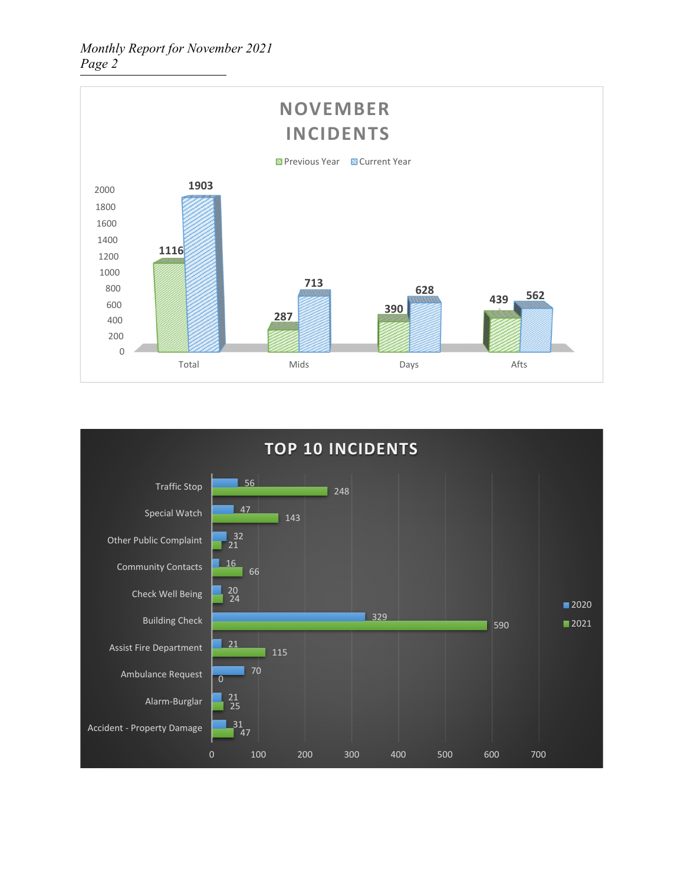## NOVEMBER INCIDENTS

| | Previous Year | Current Year |
|---|---|---|
| Total | 1116 | 1903 |
| Mids | 287 | 713 |
| Days | 390 | 628 |
| Afts | 439 | 562 |

## TOP 10 INCIDENTS

| Incident | 2020 | 2021 |
|---|---|---|
| Traffic Stop | 56 | 248 |
| Special Watch | 47 | 143 |
| Other Public Complaint | 32 | 21 |
| Community Contacts | 16 | 66 |
| Check Well Being | 20 | 24 |
| Building Check | 329 | 590 |
| Assist Fire Department | 21 | 115 |
| Ambulance Request | 70 | 0 |
| Alarm-Burglar | 21 | 25 |
| Accident - Property Damage | 31 | 47 |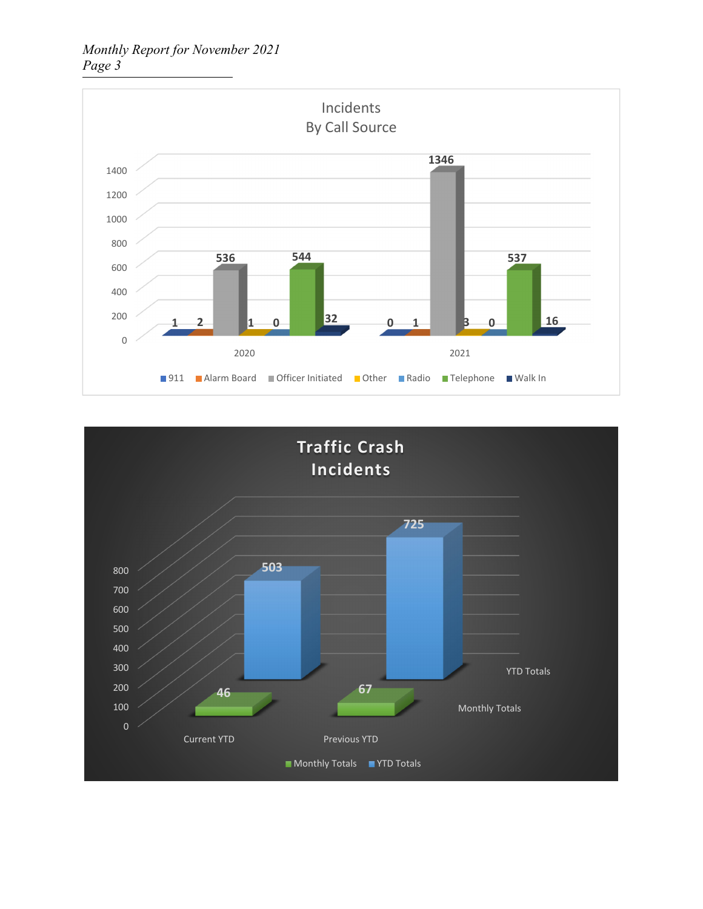**Incidents By Call Source**

| Call Source | 2020 | 2021 |
|---|---|---|
| 911 | 1 | 0 |
| Alarm Board | 2 | 1 |
| Officer Initiated | 536 | 1346 |
| Other | 1 | 3 |
| Radio | 0 | 0 |
| Telephone | 544 | 537 |
| Walk In | 32 | 16 |

**Traffic Crash Incidents**

| | Current YTD | Previous YTD |
|---|---|---|
| Monthly Totals | 46 | 67 |
| YTD Totals | 503 | 725 |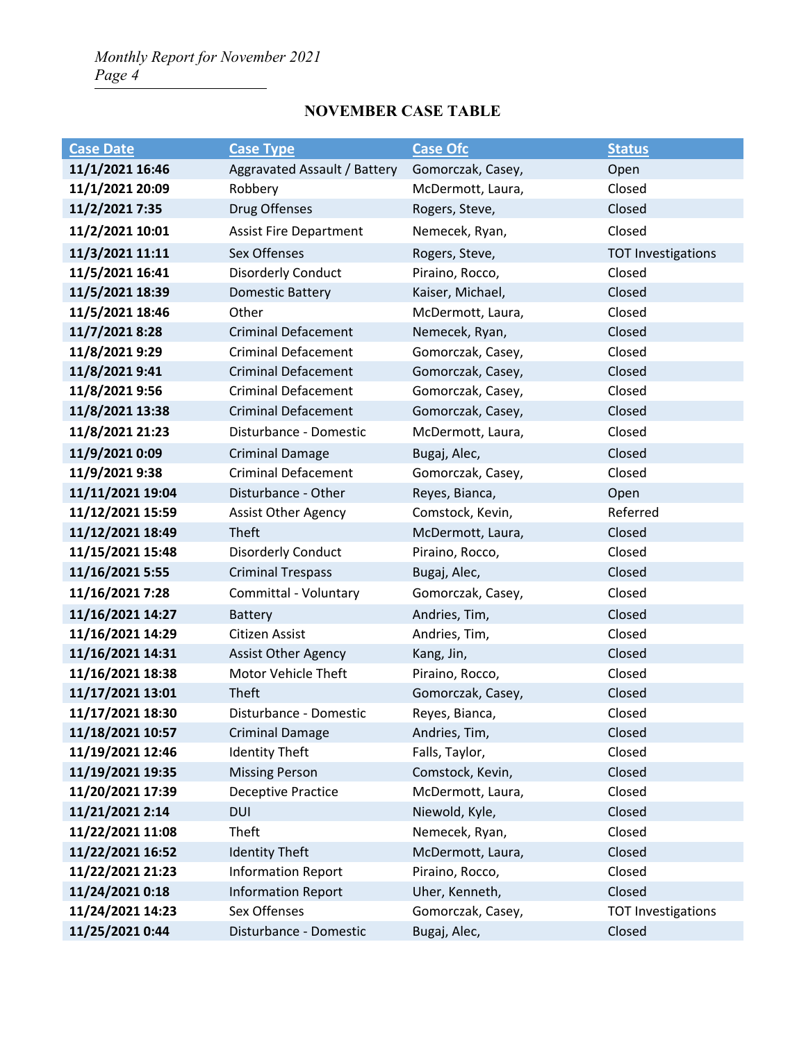## NOVEMBER CASE TABLE

| Case Date | Case Type | Case Ofc | Status |
|---|---|---|---|
| **11/1/2021 16:46** | Aggravated Assault / Battery | Gomorczak, Casey, | Open |
| **11/1/2021 20:09** | Robbery | McDermott, Laura, | Closed |
| **11/2/2021 7:35** | Drug Offenses | Rogers, Steve, | Closed |
| **11/2/2021 10:01** | Assist Fire Department | Nemecek, Ryan, | Closed |
| **11/3/2021 11:11** | Sex Offenses | Rogers, Steve, | TOT Investigations |
| **11/5/2021 16:41** | Disorderly Conduct | Piraino, Rocco, | Closed |
| **11/5/2021 18:39** | Domestic Battery | Kaiser, Michael, | Closed |
| **11/5/2021 18:46** | Other | McDermott, Laura, | Closed |
| **11/7/2021 8:28** | Criminal Defacement | Nemecek, Ryan, | Closed |
| **11/8/2021 9:29** | Criminal Defacement | Gomorczak, Casey, | Closed |
| **11/8/2021 9:41** | Criminal Defacement | Gomorczak, Casey, | Closed |
| **11/8/2021 9:56** | Criminal Defacement | Gomorczak, Casey, | Closed |
| **11/8/2021 13:38** | Criminal Defacement | Gomorczak, Casey, | Closed |
| **11/8/2021 21:23** | Disturbance - Domestic | McDermott, Laura, | Closed |
| **11/9/2021 0:09** | Criminal Damage | Bugaj, Alec, | Closed |
| **11/9/2021 9:38** | Criminal Defacement | Gomorczak, Casey, | Closed |
| **11/11/2021 19:04** | Disturbance - Other | Reyes, Bianca, | Open |
| **11/12/2021 15:59** | Assist Other Agency | Comstock, Kevin, | Referred |
| **11/12/2021 18:49** | Theft | McDermott, Laura, | Closed |
| **11/15/2021 15:48** | Disorderly Conduct | Piraino, Rocco, | Closed |
| **11/16/2021 5:55** | Criminal Trespass | Bugaj, Alec, | Closed |
| **11/16/2021 7:28** | Committal - Voluntary | Gomorczak, Casey, | Closed |
| **11/16/2021 14:27** | Battery | Andries, Tim, | Closed |
| **11/16/2021 14:29** | Citizen Assist | Andries, Tim, | Closed |
| **11/16/2021 14:31** | Assist Other Agency | Kang, Jin, | Closed |
| **11/16/2021 18:38** | Motor Vehicle Theft | Piraino, Rocco, | Closed |
| **11/17/2021 13:01** | Theft | Gomorczak, Casey, | Closed |
| **11/17/2021 18:30** | Disturbance - Domestic | Reyes, Bianca, | Closed |
| **11/18/2021 10:57** | Criminal Damage | Andries, Tim, | Closed |
| **11/19/2021 12:46** | Identity Theft | Falls, Taylor, | Closed |
| **11/19/2021 19:35** | Missing Person | Comstock, Kevin, | Closed |
| **11/20/2021 17:39** | Deceptive Practice | McDermott, Laura, | Closed |
| **11/21/2021 2:14** | DUI | Niewold, Kyle, | Closed |
| **11/22/2021 11:08** | Theft | Nemecek, Ryan, | Closed |
| **11/22/2021 16:52** | Identity Theft | McDermott, Laura, | Closed |
| **11/22/2021 21:23** | Information Report | Piraino, Rocco, | Closed |
| **11/24/2021 0:18** | Information Report | Uher, Kenneth, | Closed |
| **11/24/2021 14:23** | Sex Offenses | Gomorczak, Casey, | TOT Investigations |
| **11/25/2021 0:44** | Disturbance - Domestic | Bugaj, Alec, | Closed |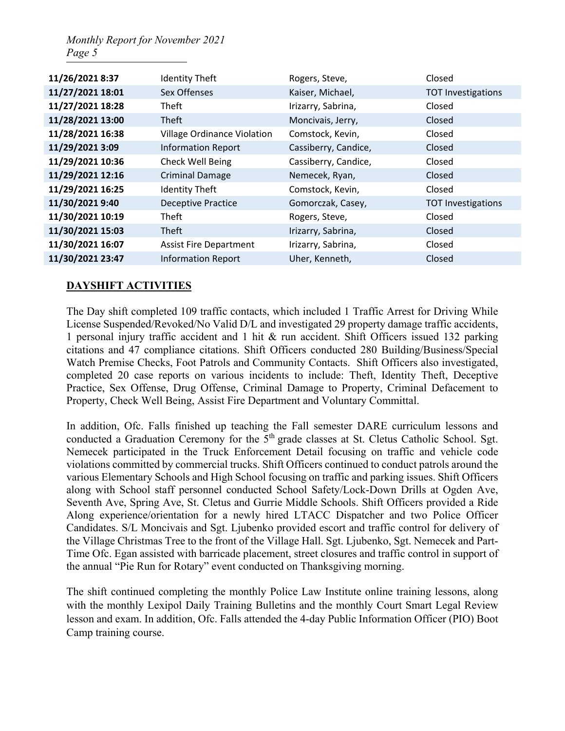| | | | |
|---|---|---|---|
| **11/26/2021 8:37** | Identity Theft | Rogers, Steve, | Closed |
| **11/27/2021 18:01** | Sex Offenses | Kaiser, Michael, | TOT Investigations |
| **11/27/2021 18:28** | Theft | Irizarry, Sabrina, | Closed |
| **11/28/2021 13:00** | Theft | Moncivais, Jerry, | Closed |
| **11/28/2021 16:38** | Village Ordinance Violation | Comstock, Kevin, | Closed |
| **11/29/2021 3:09** | Information Report | Cassiberry, Candice, | Closed |
| **11/29/2021 10:36** | Check Well Being | Cassiberry, Candice, | Closed |
| **11/29/2021 12:16** | Criminal Damage | Nemecek, Ryan, | Closed |
| **11/29/2021 16:25** | Identity Theft | Comstock, Kevin, | Closed |
| **11/30/2021 9:40** | Deceptive Practice | Gomorczak, Casey, | TOT Investigations |
| **11/30/2021 10:19** | Theft | Rogers, Steve, | Closed |
| **11/30/2021 15:03** | Theft | Irizarry, Sabrina, | Closed |
| **11/30/2021 16:07** | Assist Fire Department | Irizarry, Sabrina, | Closed |
| **11/30/2021 23:47** | Information Report | Uher, Kenneth, | Closed |

## DAYSHIFT ACTIVITIES

The Day shift completed 109 traffic contacts, which included 1 Traffic Arrest for Driving While License Suspended/Revoked/No Valid D/L and investigated 29 property damage traffic accidents, 1 personal injury traffic accident and 1 hit & run accident. Shift Officers issued 132 parking citations and 47 compliance citations. Shift Officers conducted 280 Building/Business/Special Watch Premise Checks, Foot Patrols and Community Contacts. Shift Officers also investigated, completed 20 case reports on various incidents to include: Theft, Identity Theft, Deceptive Practice, Sex Offense, Drug Offense, Criminal Damage to Property, Criminal Defacement to Property, Check Well Being, Assist Fire Department and Voluntary Committal.

In addition, Ofc. Falls finished up teaching the Fall semester DARE curriculum lessons and conducted a Graduation Ceremony for the 5th grade classes at St. Cletus Catholic School. Sgt. Nemecek participated in the Truck Enforcement Detail focusing on traffic and vehicle code violations committed by commercial trucks. Shift Officers continued to conduct patrols around the various Elementary Schools and High School focusing on traffic and parking issues. Shift Officers along with School staff personnel conducted School Safety/Lock-Down Drills at Ogden Ave, Seventh Ave, Spring Ave, St. Cletus and Gurrie Middle Schools. Shift Officers provided a Ride Along experience/orientation for a newly hired LTACC Dispatcher and two Police Officer Candidates. S/L Moncivais and Sgt. Ljubenko provided escort and traffic control for delivery of the Village Christmas Tree to the front of the Village Hall. Sgt. Ljubenko, Sgt. Nemecek and Part-Time Ofc. Egan assisted with barricade placement, street closures and traffic control in support of the annual "Pie Run for Rotary" event conducted on Thanksgiving morning.

The shift continued completing the monthly Police Law Institute online training lessons, along with the monthly Lexipol Daily Training Bulletins and the monthly Court Smart Legal Review lesson and exam. In addition, Ofc. Falls attended the 4-day Public Information Officer (PIO) Boot Camp training course.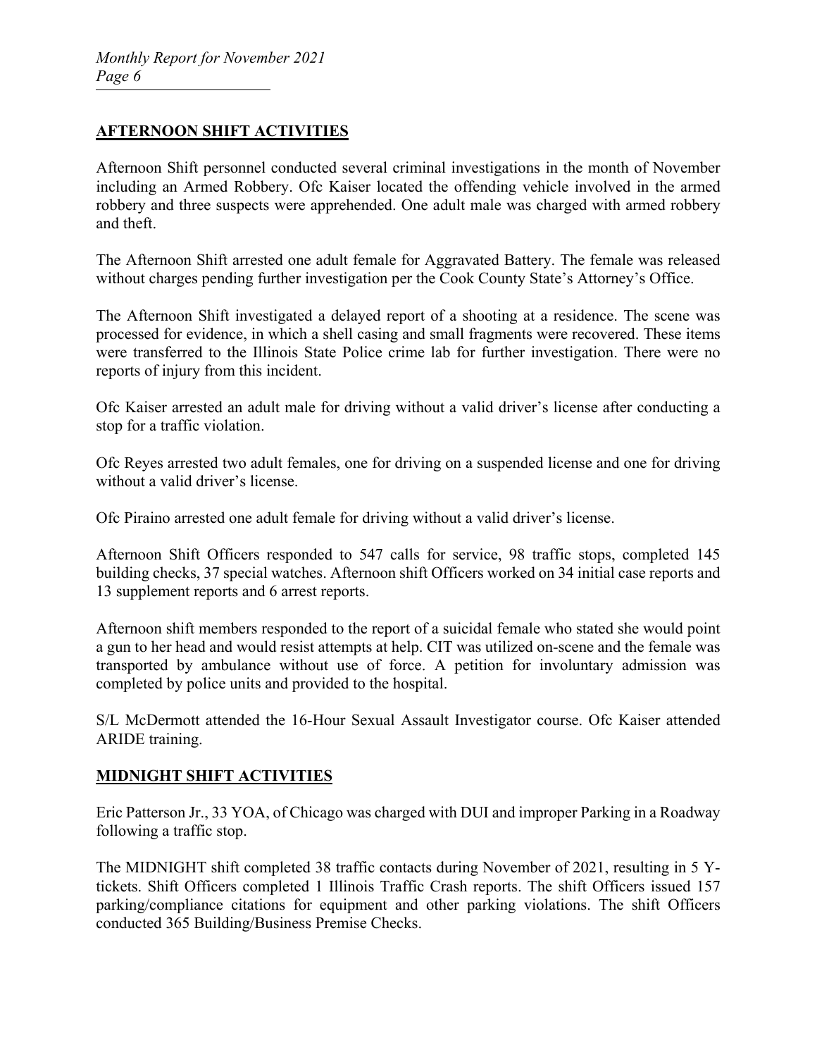## AFTERNOON SHIFT ACTIVITIES

Afternoon Shift personnel conducted several criminal investigations in the month of November including an Armed Robbery. Ofc Kaiser located the offending vehicle involved in the armed robbery and three suspects were apprehended. One adult male was charged with armed robbery and theft.

The Afternoon Shift arrested one adult female for Aggravated Battery. The female was released without charges pending further investigation per the Cook County State's Attorney's Office.

The Afternoon Shift investigated a delayed report of a shooting at a residence. The scene was processed for evidence, in which a shell casing and small fragments were recovered. These items were transferred to the Illinois State Police crime lab for further investigation. There were no reports of injury from this incident.

Ofc Kaiser arrested an adult male for driving without a valid driver's license after conducting a stop for a traffic violation.

Ofc Reyes arrested two adult females, one for driving on a suspended license and one for driving without a valid driver's license.

Ofc Piraino arrested one adult female for driving without a valid driver's license.

Afternoon Shift Officers responded to 547 calls for service, 98 traffic stops, completed 145 building checks, 37 special watches. Afternoon shift Officers worked on 34 initial case reports and 13 supplement reports and 6 arrest reports.

Afternoon shift members responded to the report of a suicidal female who stated she would point a gun to her head and would resist attempts at help. CIT was utilized on-scene and the female was transported by ambulance without use of force. A petition for involuntary admission was completed by police units and provided to the hospital.

S/L McDermott attended the 16-Hour Sexual Assault Investigator course. Ofc Kaiser attended ARIDE training.

## MIDNIGHT SHIFT ACTIVITIES

Eric Patterson Jr., 33 YOA, of Chicago was charged with DUI and improper Parking in a Roadway following a traffic stop.

The MIDNIGHT shift completed 38 traffic contacts during November of 2021, resulting in 5 Y-tickets. Shift Officers completed 1 Illinois Traffic Crash reports. The shift Officers issued 157 parking/compliance citations for equipment and other parking violations. The shift Officers conducted 365 Building/Business Premise Checks.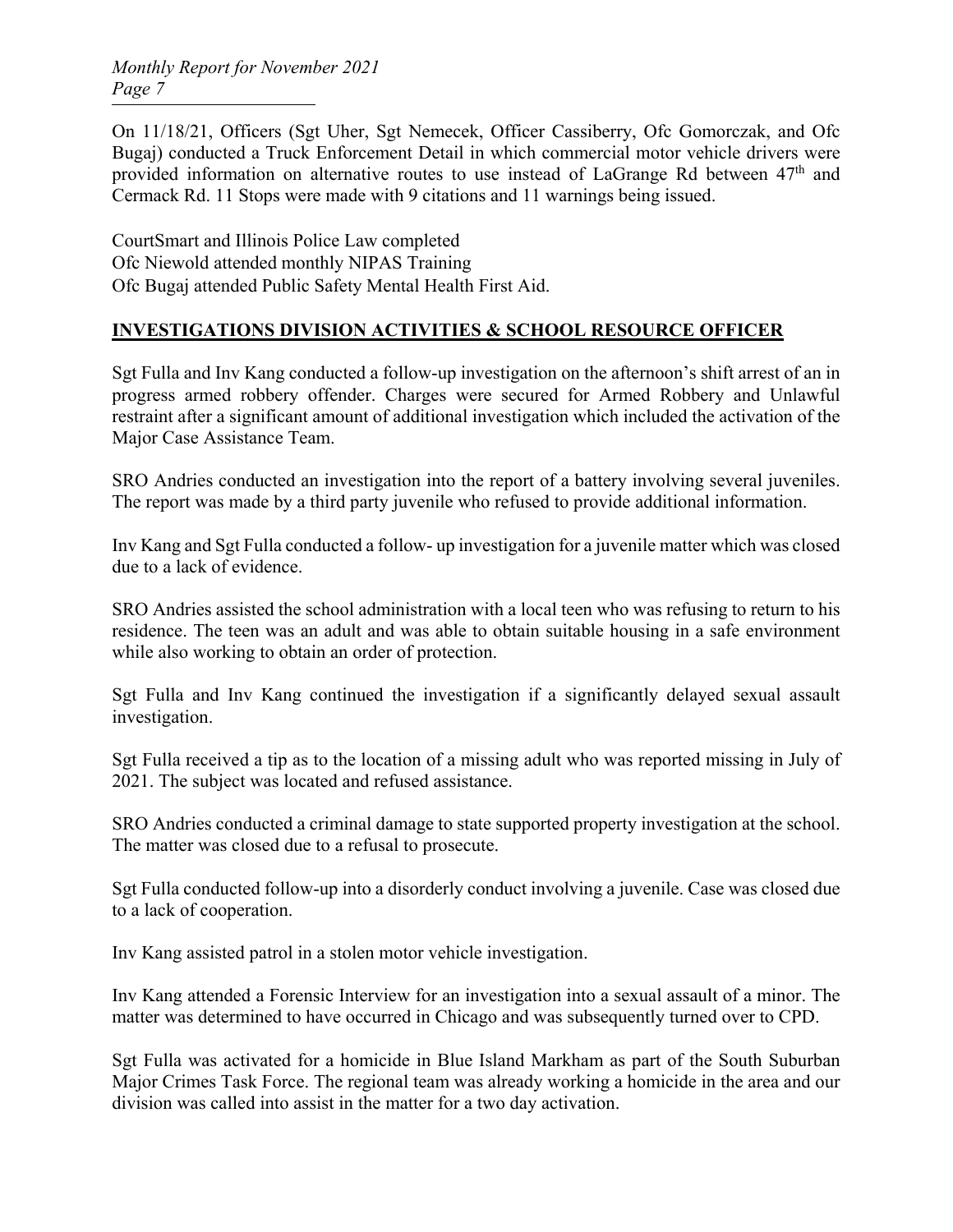On 11/18/21, Officers (Sgt Uher, Sgt Nemecek, Officer Cassiberry, Ofc Gomorczak, and Ofc Bugaj) conducted a Truck Enforcement Detail in which commercial motor vehicle drivers were provided information on alternative routes to use instead of LaGrange Rd between 47th and Cermack Rd. 11 Stops were made with 9 citations and 11 warnings being issued.

CourtSmart and Illinois Police Law completed
Ofc Niewold attended monthly NIPAS Training
Ofc Bugaj attended Public Safety Mental Health First Aid.

## INVESTIGATIONS DIVISION ACTIVITIES & SCHOOL RESOURCE OFFICER

Sgt Fulla and Inv Kang conducted a follow-up investigation on the afternoon's shift arrest of an in progress armed robbery offender. Charges were secured for Armed Robbery and Unlawful restraint after a significant amount of additional investigation which included the activation of the Major Case Assistance Team.

SRO Andries conducted an investigation into the report of a battery involving several juveniles. The report was made by a third party juvenile who refused to provide additional information.

Inv Kang and Sgt Fulla conducted a follow- up investigation for a juvenile matter which was closed due to a lack of evidence.

SRO Andries assisted the school administration with a local teen who was refusing to return to his residence. The teen was an adult and was able to obtain suitable housing in a safe environment while also working to obtain an order of protection.

Sgt Fulla and Inv Kang continued the investigation if a significantly delayed sexual assault investigation.

Sgt Fulla received a tip as to the location of a missing adult who was reported missing in July of 2021. The subject was located and refused assistance.

SRO Andries conducted a criminal damage to state supported property investigation at the school. The matter was closed due to a refusal to prosecute.

Sgt Fulla conducted follow-up into a disorderly conduct involving a juvenile. Case was closed due to a lack of cooperation.

Inv Kang assisted patrol in a stolen motor vehicle investigation.

Inv Kang attended a Forensic Interview for an investigation into a sexual assault of a minor. The matter was determined to have occurred in Chicago and was subsequently turned over to CPD.

Sgt Fulla was activated for a homicide in Blue Island Markham as part of the South Suburban Major Crimes Task Force. The regional team was already working a homicide in the area and our division was called into assist in the matter for a two day activation.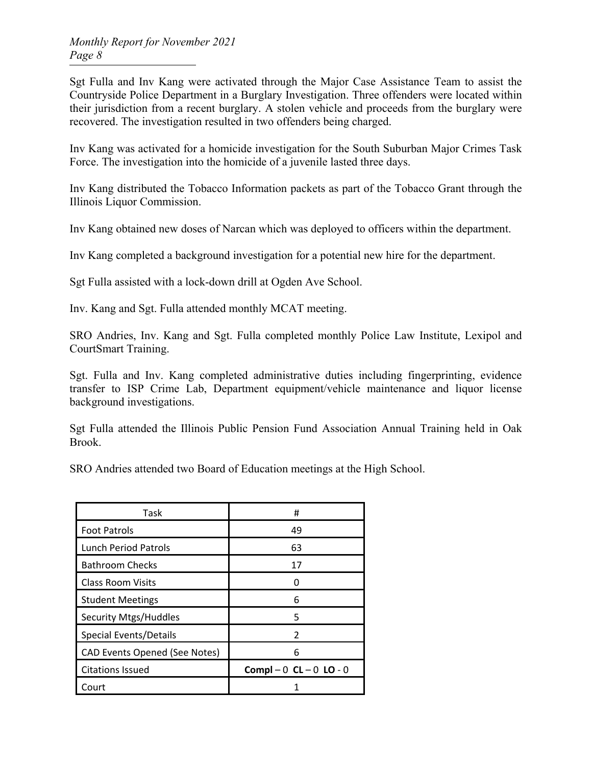Sgt Fulla and Inv Kang were activated through the Major Case Assistance Team to assist the Countryside Police Department in a Burglary Investigation. Three offenders were located within their jurisdiction from a recent burglary. A stolen vehicle and proceeds from the burglary were recovered. The investigation resulted in two offenders being charged.

Inv Kang was activated for a homicide investigation for the South Suburban Major Crimes Task Force. The investigation into the homicide of a juvenile lasted three days.

Inv Kang distributed the Tobacco Information packets as part of the Tobacco Grant through the Illinois Liquor Commission.

Inv Kang obtained new doses of Narcan which was deployed to officers within the department.

Inv Kang completed a background investigation for a potential new hire for the department.

Sgt Fulla assisted with a lock-down drill at Ogden Ave School.

Inv. Kang and Sgt. Fulla attended monthly MCAT meeting.

SRO Andries, Inv. Kang and Sgt. Fulla completed monthly Police Law Institute, Lexipol and CourtSmart Training.

Sgt. Fulla and Inv. Kang completed administrative duties including fingerprinting, evidence transfer to ISP Crime Lab, Department equipment/vehicle maintenance and liquor license background investigations.

Sgt Fulla attended the Illinois Public Pension Fund Association Annual Training held in Oak Brook.

SRO Andries attended two Board of Education meetings at the High School.

| Task | # |
|---|---|
| Foot Patrols | 49 |
| Lunch Period Patrols | 63 |
| Bathroom Checks | 17 |
| Class Room Visits | 0 |
| Student Meetings | 6 |
| Security Mtgs/Huddles | 5 |
| Special Events/Details | 2 |
| CAD Events Opened (See Notes) | 6 |
| Citations Issued | **Compl** – 0 **CL** – 0 **LO** - 0 |
| Court | 1 |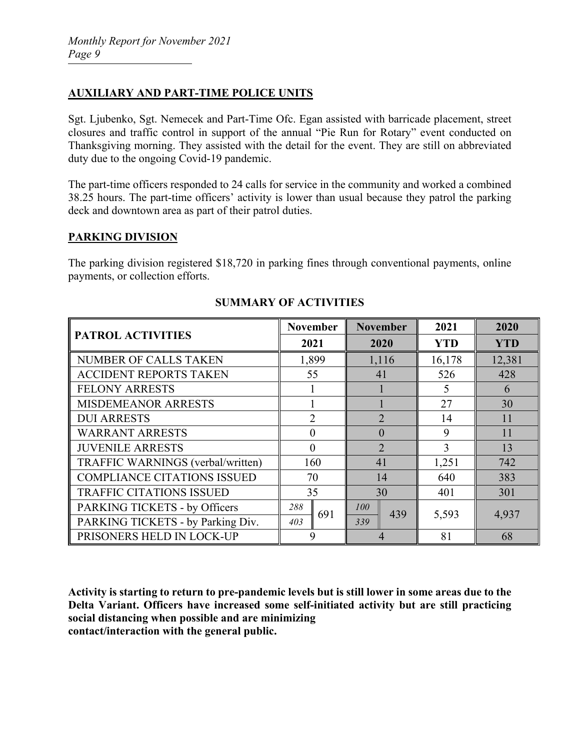## AUXILIARY AND PART-TIME POLICE UNITS

Sgt. Ljubenko, Sgt. Nemecek and Part-Time Ofc. Egan assisted with barricade placement, street closures and traffic control in support of the annual "Pie Run for Rotary" event conducted on Thanksgiving morning. They assisted with the detail for the event. They are still on abbreviated duty due to the ongoing Covid-19 pandemic.

The part-time officers responded to 24 calls for service in the community and worked a combined 38.25 hours. The part-time officers' activity is lower than usual because they patrol the parking deck and downtown area as part of their patrol duties.

## PARKING DIVISION

The parking division registered $18,720 in parking fines through conventional payments, online payments, or collection efforts.

### SUMMARY OF ACTIVITIES

| PATROL ACTIVITIES | November 2021 | | November 2020 | | 2021 YTD | 2020 YTD |
|---|---|---|---|---|---|---|
| NUMBER OF CALLS TAKEN | 1,899 | | 1,116 | | 16,178 | 12,381 |
| ACCIDENT REPORTS TAKEN | 55 | | 41 | | 526 | 428 |
| FELONY ARRESTS | 1 | | 1 | | 5 | 6 |
| MISDEMEANOR ARRESTS | 1 | | 1 | | 27 | 30 |
| DUI ARRESTS | 2 | | 2 | | 14 | 11 |
| WARRANT ARRESTS | 0 | | 0 | | 9 | 11 |
| JUVENILE ARRESTS | 0 | | 2 | | 3 | 13 |
| TRAFFIC WARNINGS (verbal/written) | 160 | | 41 | | 1,251 | 742 |
| COMPLIANCE CITATIONS ISSUED | 70 | | 14 | | 640 | 383 |
| TRAFFIC CITATIONS ISSUED | 35 | | 30 | | 401 | 301 |
| PARKING TICKETS - by Officers | *288* | 691 | *100* | 439 | 5,593 | 4,937 |
| PARKING TICKETS - by Parking Div. | *403* | | *339* | | | |
| PRISONERS HELD IN LOCK-UP | 9 | | 4 | | 81 | 68 |

**Activity is starting to return to pre-pandemic levels but is still lower in some areas due to the Delta Variant. Officers have increased some self-initiated activity but are still practicing social distancing when possible and are minimizing contact/interaction with the general public.**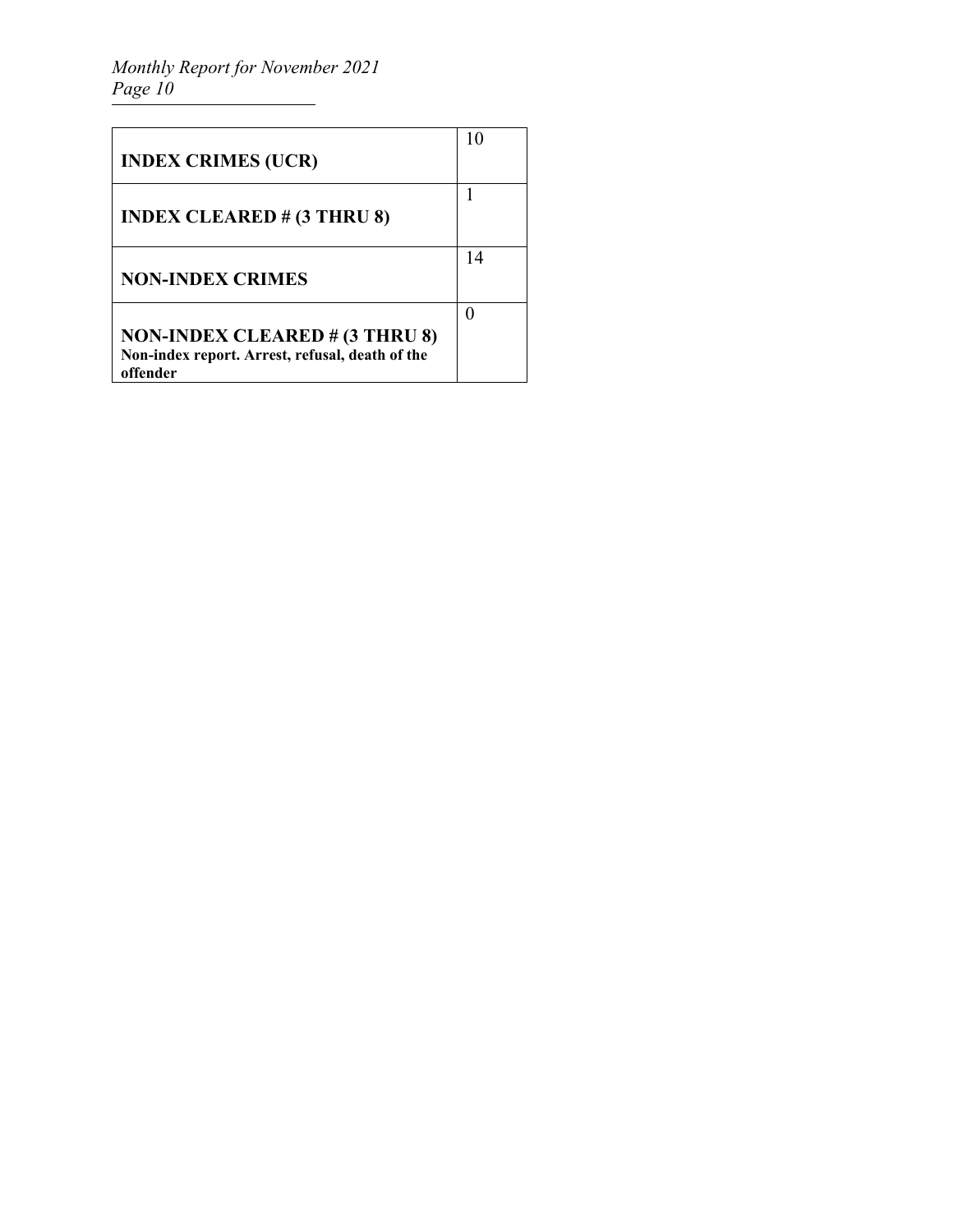| | |
|---|---|
| **INDEX CRIMES (UCR)** | 10 |
| **INDEX CLEARED # (3 THRU 8)** | 1 |
| **NON-INDEX CRIMES** | 14 |
| **NON-INDEX CLEARED # (3 THRU 8)** **Non-index report. Arrest, refusal, death of the offender** | 0 |